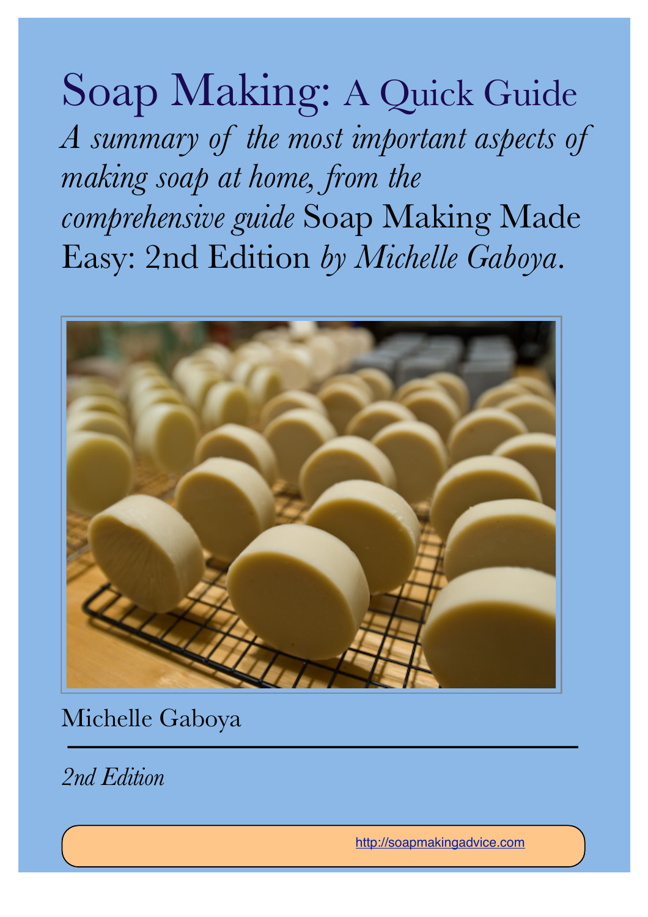# Soap Making: A Quick Guide

*A summary of the most important aspects of making soap at home, from the comprehensive guide* Soap Making Made Easy: 2nd Edition *by Michelle Gaboya*.

Michelle Gaboya

*2nd Edition*

http://soapmakingadvice.com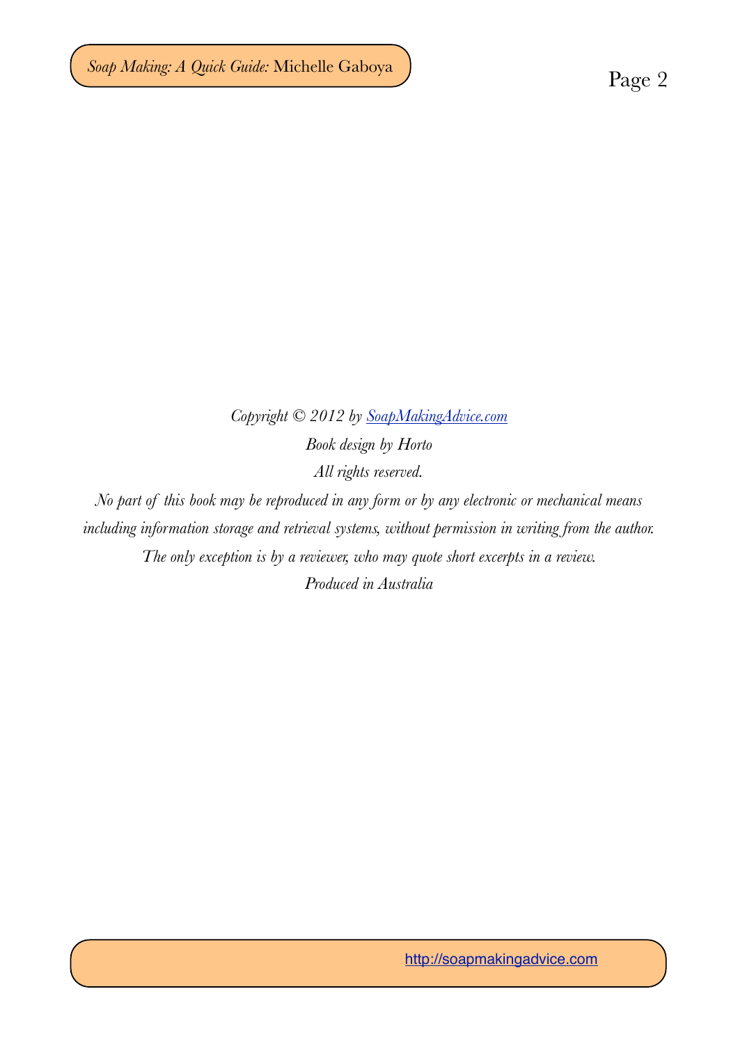*Copyright © 2012 by [SoapMakingAdvice.com](http://soapmakingadvice.com)*

*Book design by Horto*

*All rights reserved.*

*No part of this book may be reproduced in any form or by any electronic or mechanical means including information storage and retrieval systems, without permission in writing from the author. The only exception is by a reviewer, who may quote short excerpts in a review.*

*Produced in Australia*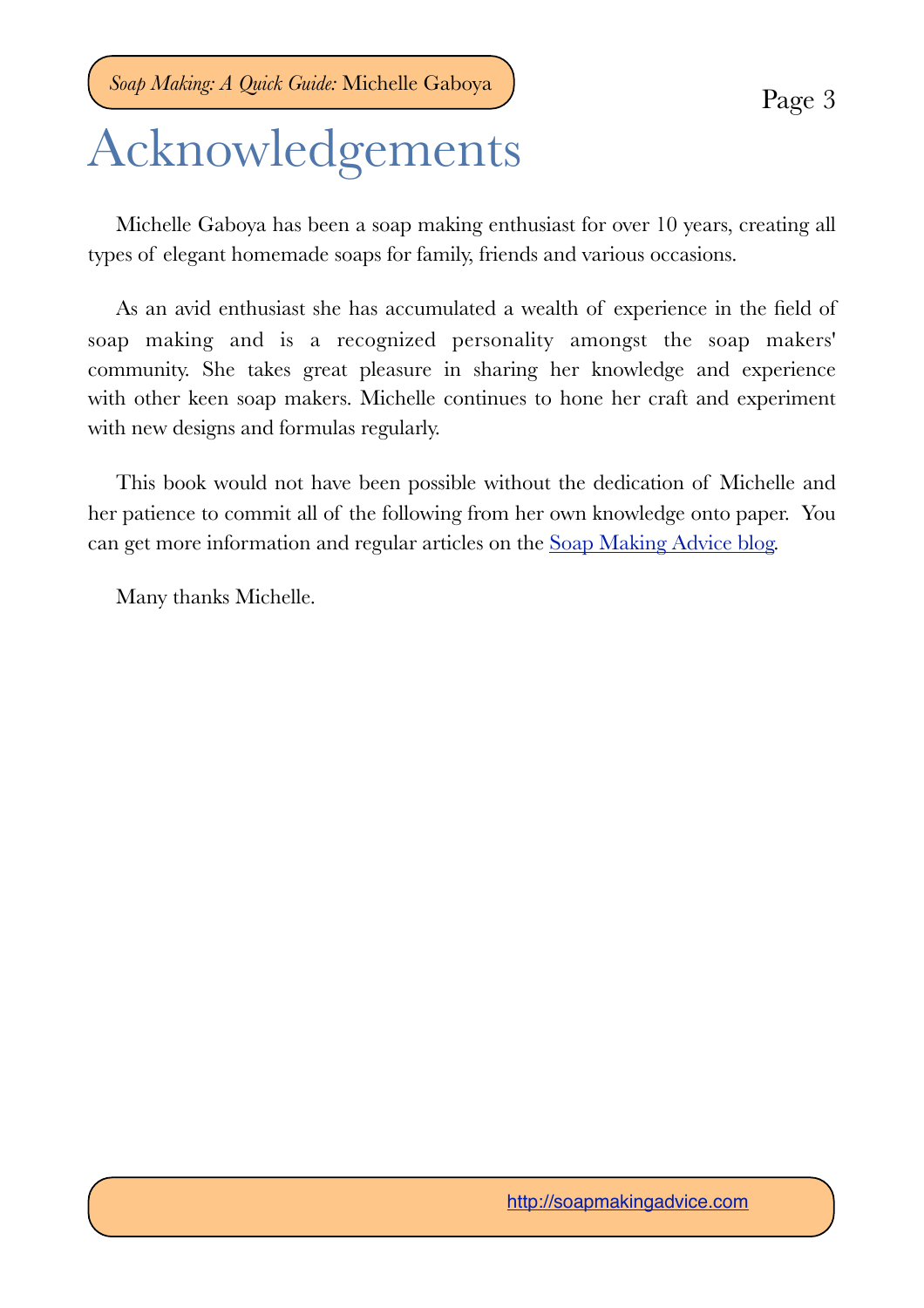# Acknowledgements

Michelle Gaboya has been a soap making enthusiast for over 10 years, creating all types of elegant homemade soaps for family, friends and various occasions.

As an avid enthusiast she has accumulated a wealth of experience in the field of soap making and is a recognized personality amongst the soap makers' community. She takes great pleasure in sharing her knowledge and experience with other keen soap makers. Michelle continues to hone her craft and experiment with new designs and formulas regularly.

This book would not have been possible without the dedication of Michelle and her patience to commit all of the following from her own knowledge onto paper. You can get more information and regular articles on the Soap Making Advice blog.

Many thanks Michelle.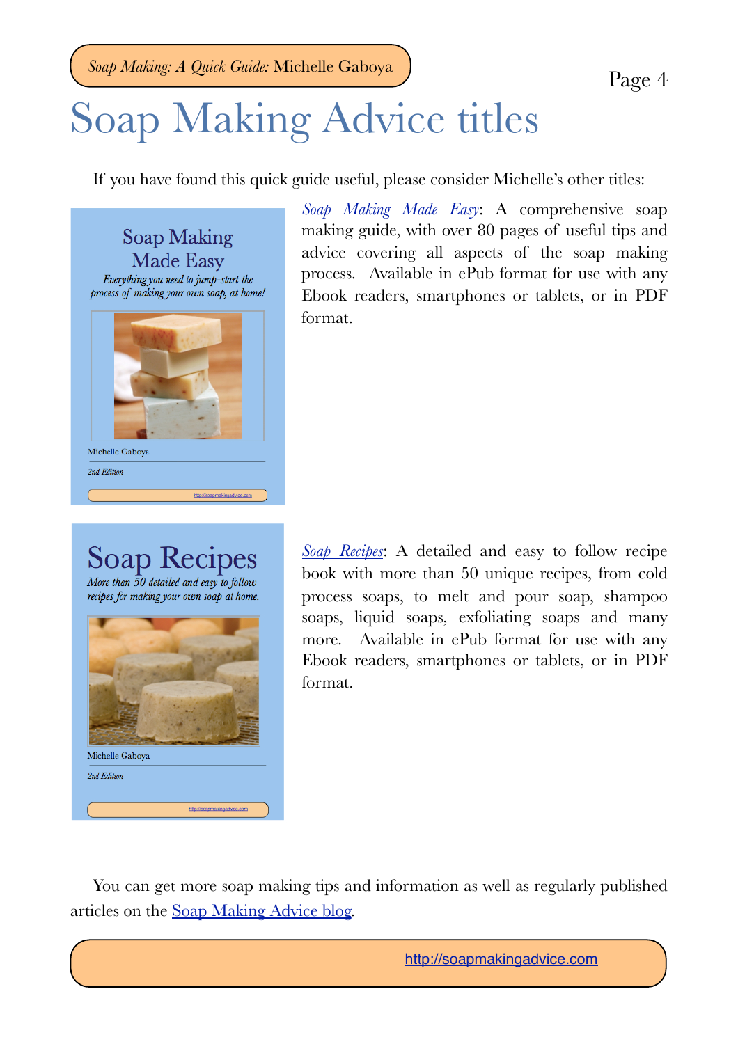# Soap Making Advice titles

If you have found this quick guide useful, please consider Michelle's other titles:

*Soap Making Made Easy*: A comprehensive soap making guide, with over 80 pages of useful tips and advice covering all aspects of the soap making process. Available in ePub format for use with any Ebook readers, smartphones or tablets, or in PDF format.

*Soap Recipes*: A detailed and easy to follow recipe book with more than 50 unique recipes, from cold process soaps, to melt and pour soap, shampoo soaps, liquid soaps, exfoliating soaps and many more. Available in ePub format for use with any Ebook readers, smartphones or tablets, or in PDF format.

You can get more soap making tips and information as well as regularly published articles on the Soap Making Advice blog.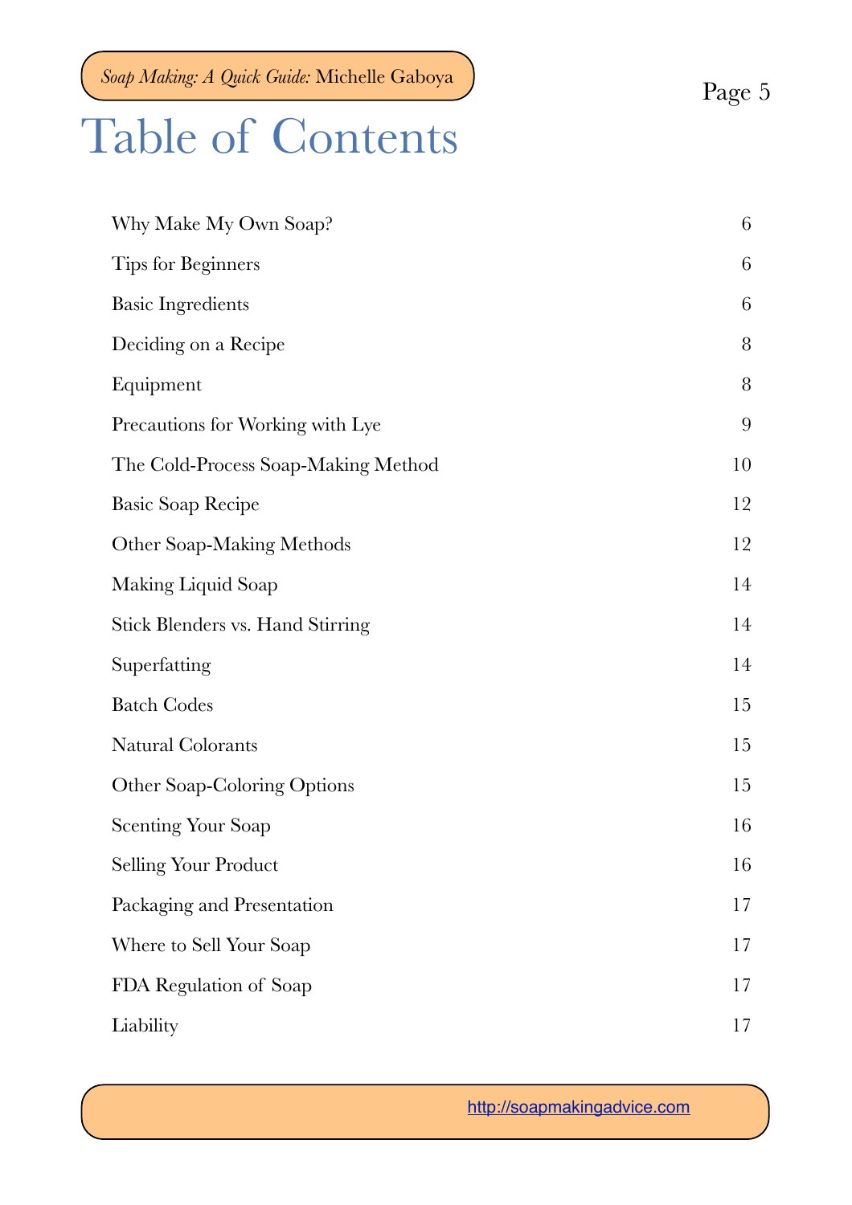# Table of Contents

| | |
|---|---|
| Why Make My Own Soap? | 6 |
| Tips for Beginners | 6 |
| Basic Ingredients | 6 |
| Deciding on a Recipe | 8 |
| Equipment | 8 |
| Precautions for Working with Lye | 9 |
| The Cold-Process Soap-Making Method | 10 |
| Basic Soap Recipe | 12 |
| Other Soap-Making Methods | 12 |
| Making Liquid Soap | 14 |
| Stick Blenders vs. Hand Stirring | 14 |
| Superfatting | 14 |
| Batch Codes | 15 |
| Natural Colorants | 15 |
| Other Soap-Coloring Options | 15 |
| Scenting Your Soap | 16 |
| Selling Your Product | 16 |
| Packaging and Presentation | 17 |
| Where to Sell Your Soap | 17 |
| FDA Regulation of Soap | 17 |
| Liability | 17 |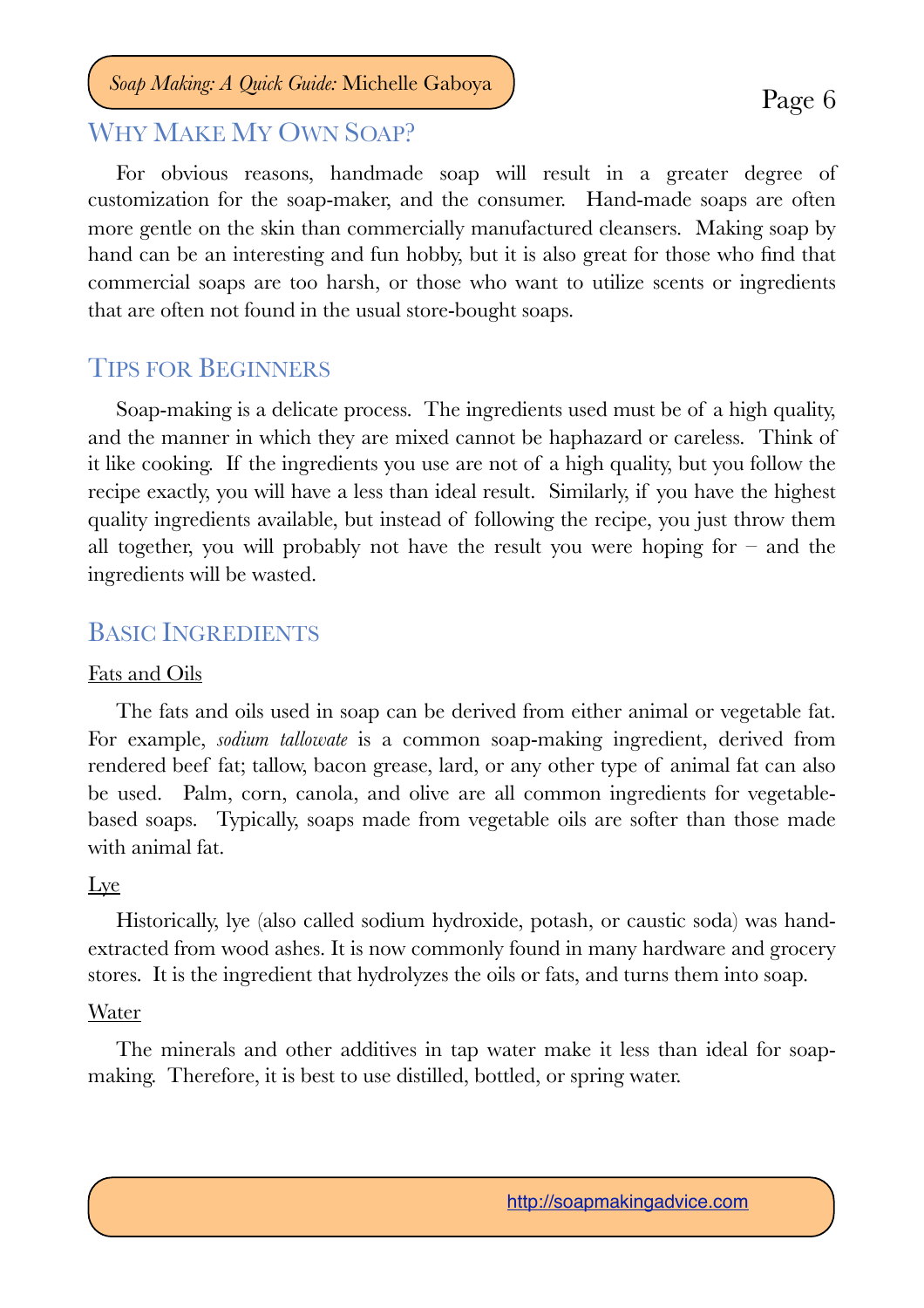## Why Make My Own Soap?

For obvious reasons, handmade soap will result in a greater degree of customization for the soap-maker, and the consumer. Hand-made soaps are often more gentle on the skin than commercially manufactured cleansers. Making soap by hand can be an interesting and fun hobby, but it is also great for those who find that commercial soaps are too harsh, or those who want to utilize scents or ingredients that are often not found in the usual store-bought soaps.

## Tips for Beginners

Soap-making is a delicate process. The ingredients used must be of a high quality, and the manner in which they are mixed cannot be haphazard or careless. Think of it like cooking. If the ingredients you use are not of a high quality, but you follow the recipe exactly, you will have a less than ideal result. Similarly, if you have the highest quality ingredients available, but instead of following the recipe, you just throw them all together, you will probably not have the result you were hoping for – and the ingredients will be wasted.

## Basic Ingredients

### Fats and Oils

The fats and oils used in soap can be derived from either animal or vegetable fat. For example, *sodium tallowate* is a common soap-making ingredient, derived from rendered beef fat; tallow, bacon grease, lard, or any other type of animal fat can also be used. Palm, corn, canola, and olive are all common ingredients for vegetable-based soaps. Typically, soaps made from vegetable oils are softer than those made with animal fat.

### Lye

Historically, lye (also called sodium hydroxide, potash, or caustic soda) was hand-extracted from wood ashes. It is now commonly found in many hardware and grocery stores. It is the ingredient that hydrolyzes the oils or fats, and turns them into soap.

### Water

The minerals and other additives in tap water make it less than ideal for soap-making. Therefore, it is best to use distilled, bottled, or spring water.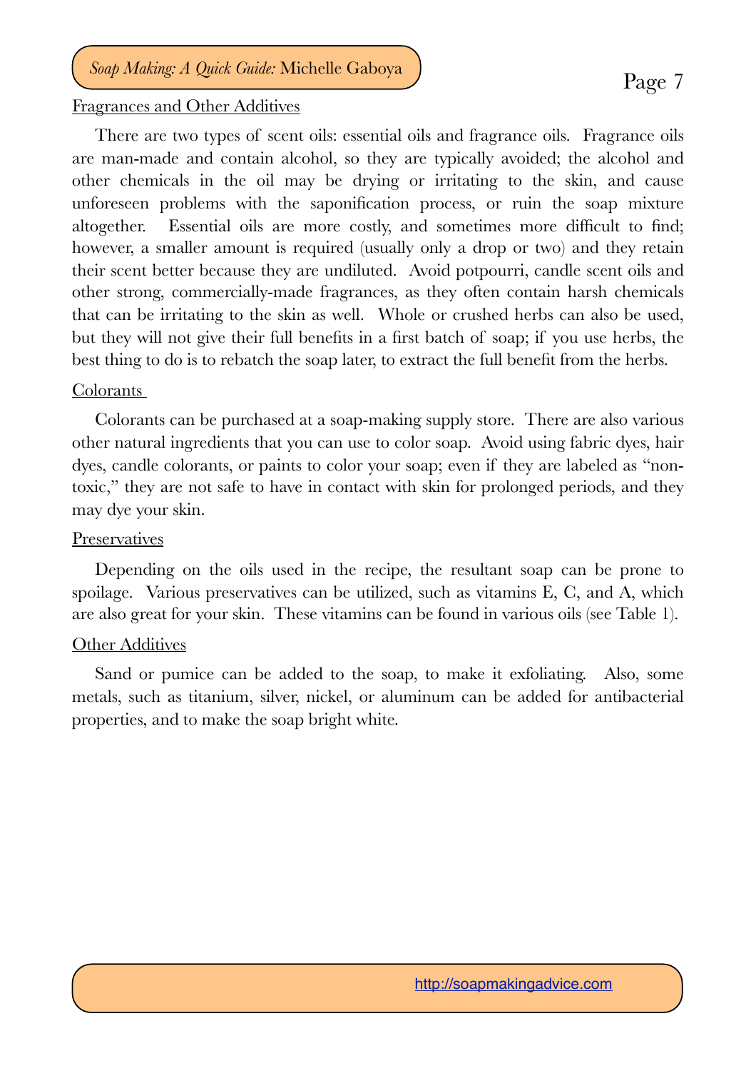## Fragrances and Other Additives

There are two types of scent oils: essential oils and fragrance oils. Fragrance oils are man-made and contain alcohol, so they are typically avoided; the alcohol and other chemicals in the oil may be drying or irritating to the skin, and cause unforeseen problems with the saponification process, or ruin the soap mixture altogether. Essential oils are more costly, and sometimes more difficult to find; however, a smaller amount is required (usually only a drop or two) and they retain their scent better because they are undiluted. Avoid potpourri, candle scent oils and other strong, commercially-made fragrances, as they often contain harsh chemicals that can be irritating to the skin as well. Whole or crushed herbs can also be used, but they will not give their full benefits in a first batch of soap; if you use herbs, the best thing to do is to rebatch the soap later, to extract the full benefit from the herbs.

## Colorants

Colorants can be purchased at a soap-making supply store. There are also various other natural ingredients that you can use to color soap. Avoid using fabric dyes, hair dyes, candle colorants, or paints to color your soap; even if they are labeled as "non-toxic," they are not safe to have in contact with skin for prolonged periods, and they may dye your skin.

## Preservatives

Depending on the oils used in the recipe, the resultant soap can be prone to spoilage. Various preservatives can be utilized, such as vitamins E, C, and A, which are also great for your skin. These vitamins can be found in various oils (see Table 1).

## Other Additives

Sand or pumice can be added to the soap, to make it exfoliating. Also, some metals, such as titanium, silver, nickel, or aluminum can be added for antibacterial properties, and to make the soap bright white.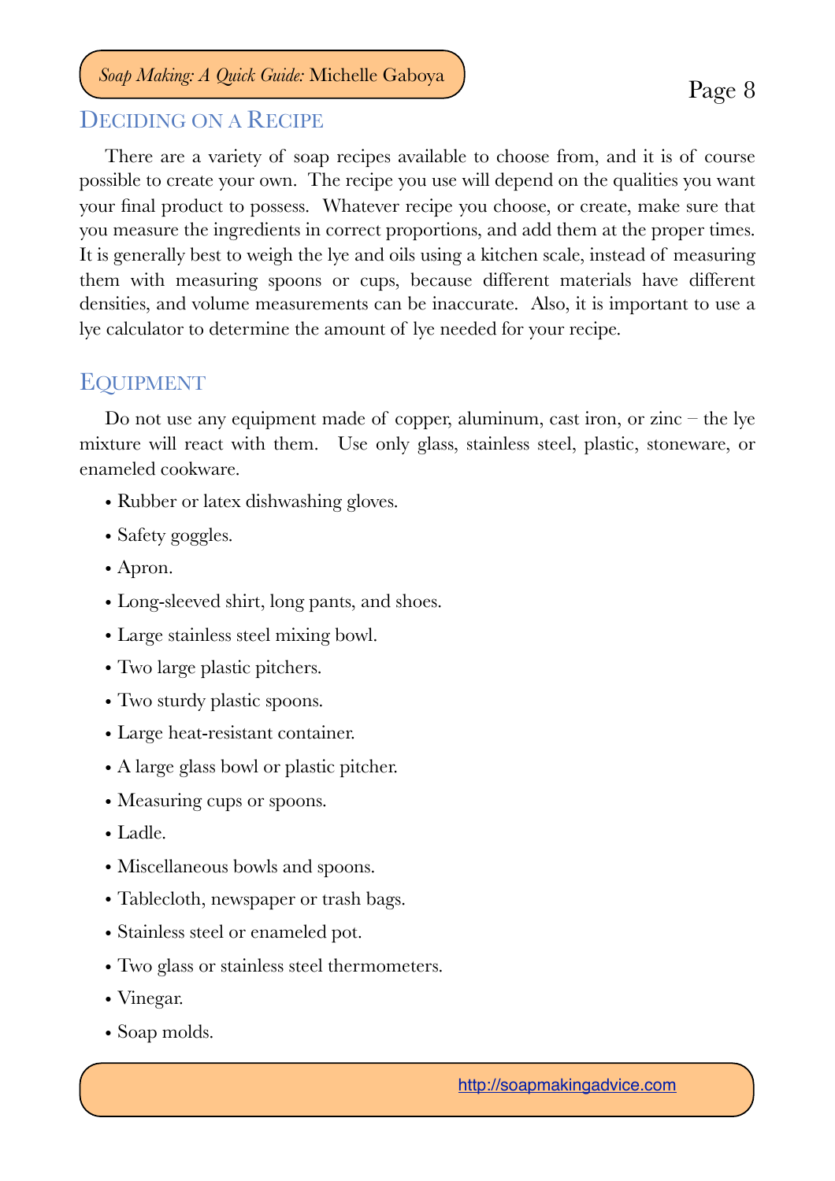## Deciding on a Recipe

There are a variety of soap recipes available to choose from, and it is of course possible to create your own. The recipe you use will depend on the qualities you want your final product to possess. Whatever recipe you choose, or create, make sure that you measure the ingredients in correct proportions, and add them at the proper times. It is generally best to weigh the lye and oils using a kitchen scale, instead of measuring them with measuring spoons or cups, because different materials have different densities, and volume measurements can be inaccurate. Also, it is important to use a lye calculator to determine the amount of lye needed for your recipe.

## Equipment

Do not use any equipment made of copper, aluminum, cast iron, or zinc – the lye mixture will react with them. Use only glass, stainless steel, plastic, stoneware, or enameled cookware.

- Rubber or latex dishwashing gloves.
- Safety goggles.
- Apron.
- Long-sleeved shirt, long pants, and shoes.
- Large stainless steel mixing bowl.
- Two large plastic pitchers.
- Two sturdy plastic spoons.
- Large heat-resistant container.
- A large glass bowl or plastic pitcher.
- Measuring cups or spoons.
- Ladle.
- Miscellaneous bowls and spoons.
- Tablecloth, newspaper or trash bags.
- Stainless steel or enameled pot.
- Two glass or stainless steel thermometers.
- Vinegar.
- Soap molds.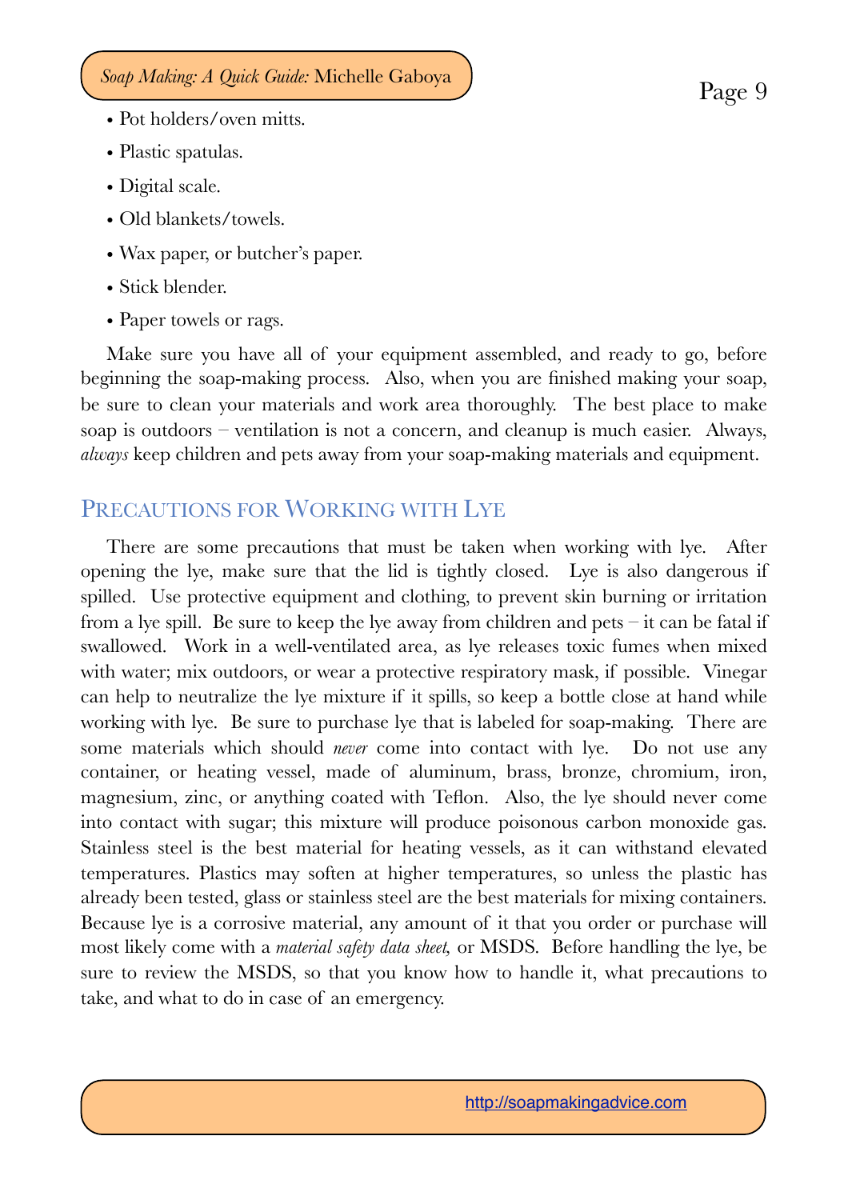- Pot holders/oven mitts.
- Plastic spatulas.
- Digital scale.
- Old blankets/towels.
- Wax paper, or butcher's paper.
- Stick blender.
- Paper towels or rags.

Make sure you have all of your equipment assembled, and ready to go, before beginning the soap-making process. Also, when you are finished making your soap, be sure to clean your materials and work area thoroughly. The best place to make soap is outdoors – ventilation is not a concern, and cleanup is much easier. Always, *always* keep children and pets away from your soap-making materials and equipment.

## Precautions for Working with Lye

There are some precautions that must be taken when working with lye. After opening the lye, make sure that the lid is tightly closed. Lye is also dangerous if spilled. Use protective equipment and clothing, to prevent skin burning or irritation from a lye spill. Be sure to keep the lye away from children and pets – it can be fatal if swallowed. Work in a well-ventilated area, as lye releases toxic fumes when mixed with water; mix outdoors, or wear a protective respiratory mask, if possible. Vinegar can help to neutralize the lye mixture if it spills, so keep a bottle close at hand while working with lye. Be sure to purchase lye that is labeled for soap-making. There are some materials which should *never* come into contact with lye. Do not use any container, or heating vessel, made of aluminum, brass, bronze, chromium, iron, magnesium, zinc, or anything coated with Teflon. Also, the lye should never come into contact with sugar; this mixture will produce poisonous carbon monoxide gas. Stainless steel is the best material for heating vessels, as it can withstand elevated temperatures. Plastics may soften at higher temperatures, so unless the plastic has already been tested, glass or stainless steel are the best materials for mixing containers. Because lye is a corrosive material, any amount of it that you order or purchase will most likely come with a *material safety data sheet,* or MSDS. Before handling the lye, be sure to review the MSDS, so that you know how to handle it, what precautions to take, and what to do in case of an emergency.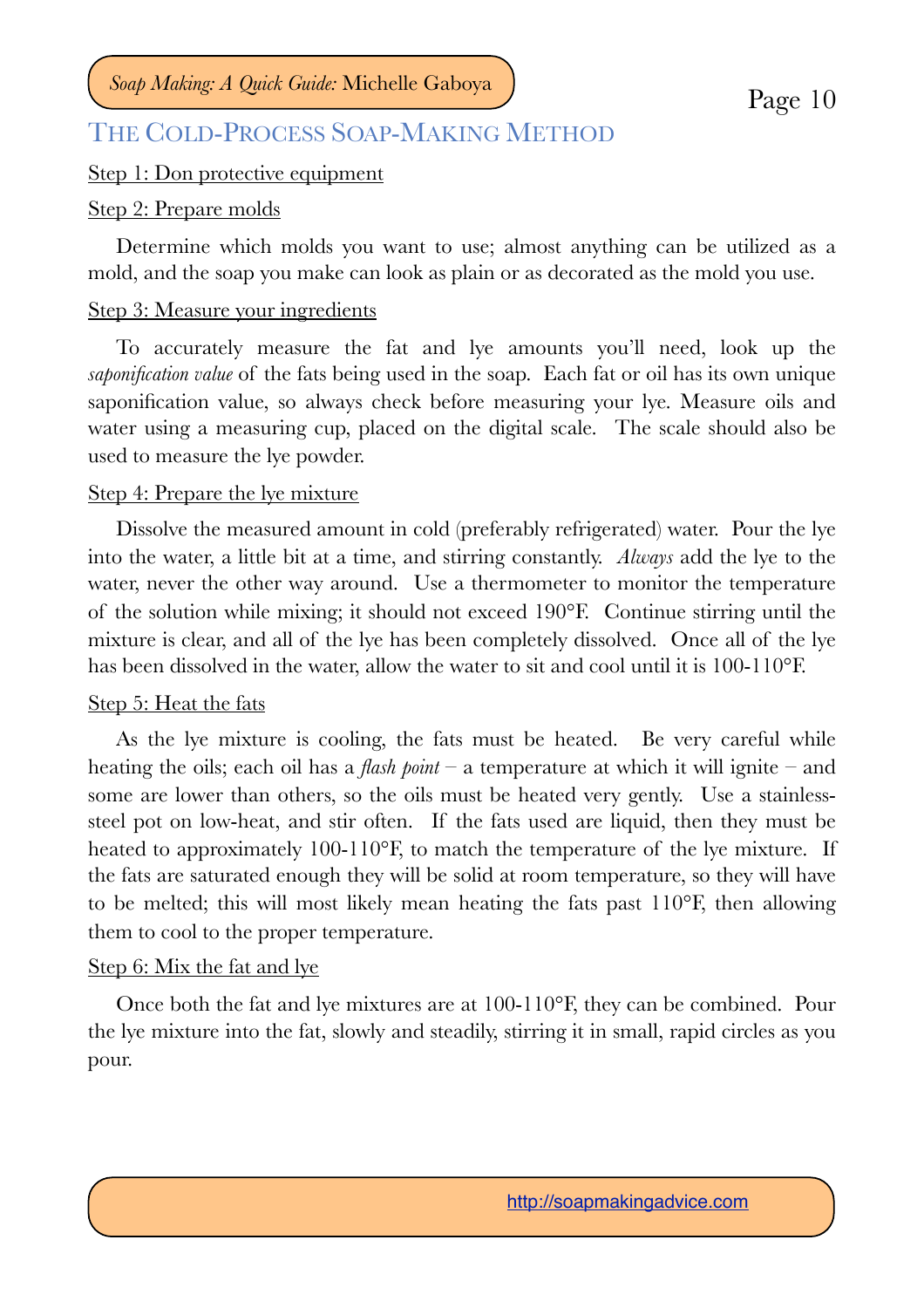## The Cold-Process Soap-Making Method

Step 1: Don protective equipment

Step 2: Prepare molds

Determine which molds you want to use; almost anything can be utilized as a mold, and the soap you make can look as plain or as decorated as the mold you use.

Step 3: Measure your ingredients

To accurately measure the fat and lye amounts you'll need, look up the *saponification value* of the fats being used in the soap. Each fat or oil has its own unique saponification value, so always check before measuring your lye. Measure oils and water using a measuring cup, placed on the digital scale. The scale should also be used to measure the lye powder.

Step 4: Prepare the lye mixture

Dissolve the measured amount in cold (preferably refrigerated) water. Pour the lye into the water, a little bit at a time, and stirring constantly. *Always* add the lye to the water, never the other way around. Use a thermometer to monitor the temperature of the solution while mixing; it should not exceed 190°F. Continue stirring until the mixture is clear, and all of the lye has been completely dissolved. Once all of the lye has been dissolved in the water, allow the water to sit and cool until it is 100-110°F.

Step 5: Heat the fats

As the lye mixture is cooling, the fats must be heated. Be very careful while heating the oils; each oil has a *flash point* – a temperature at which it will ignite – and some are lower than others, so the oils must be heated very gently. Use a stainless-steel pot on low-heat, and stir often. If the fats used are liquid, then they must be heated to approximately 100-110°F, to match the temperature of the lye mixture. If the fats are saturated enough they will be solid at room temperature, so they will have to be melted; this will most likely mean heating the fats past 110°F, then allowing them to cool to the proper temperature.

Step 6: Mix the fat and lye

Once both the fat and lye mixtures are at 100-110°F, they can be combined. Pour the lye mixture into the fat, slowly and steadily, stirring it in small, rapid circles as you pour.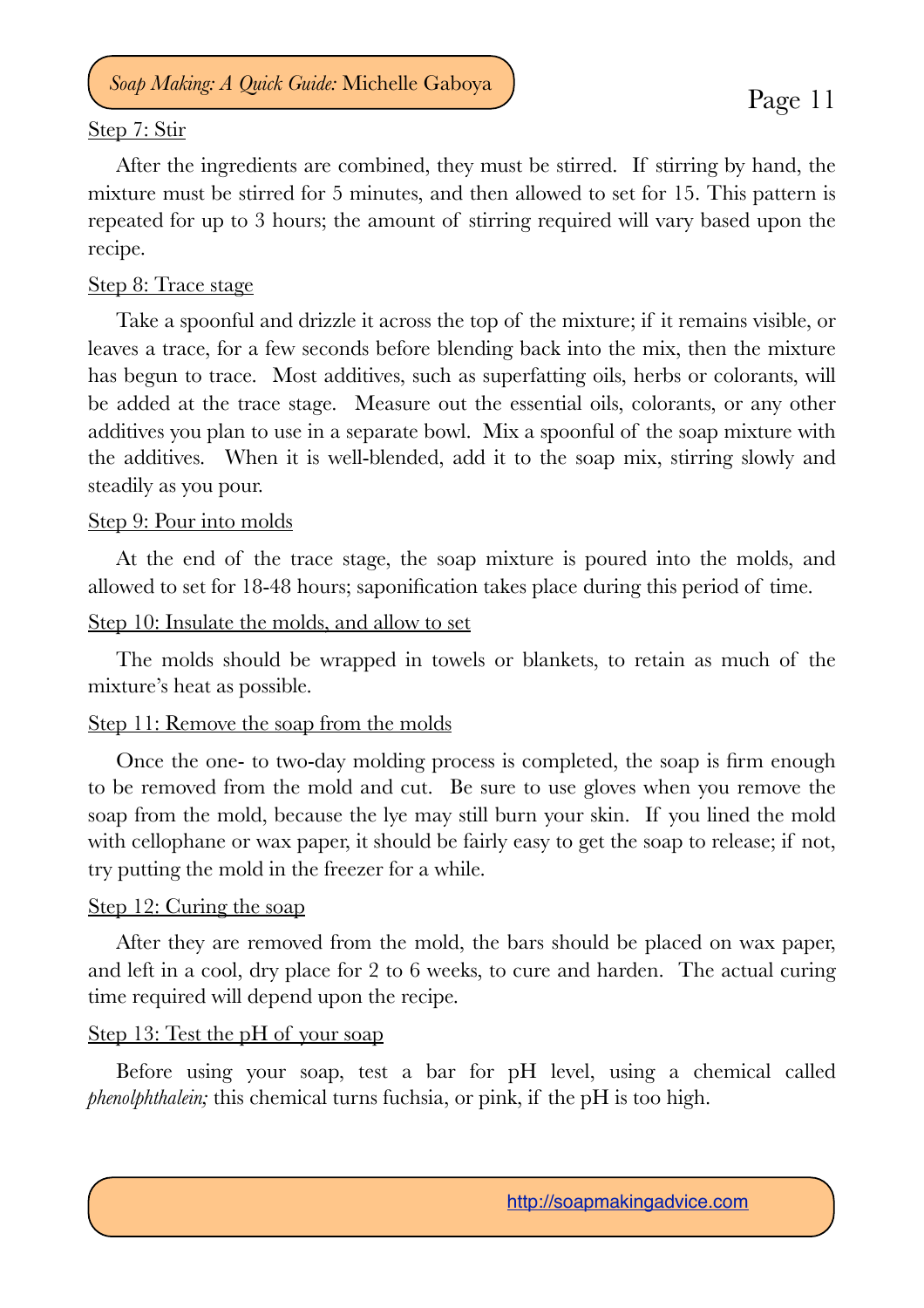### Step 7: Stir

After the ingredients are combined, they must be stirred. If stirring by hand, the mixture must be stirred for 5 minutes, and then allowed to set for 15. This pattern is repeated for up to 3 hours; the amount of stirring required will vary based upon the recipe.

### Step 8: Trace stage

Take a spoonful and drizzle it across the top of the mixture; if it remains visible, or leaves a trace, for a few seconds before blending back into the mix, then the mixture has begun to trace. Most additives, such as superfatting oils, herbs or colorants, will be added at the trace stage. Measure out the essential oils, colorants, or any other additives you plan to use in a separate bowl. Mix a spoonful of the soap mixture with the additives. When it is well-blended, add it to the soap mix, stirring slowly and steadily as you pour.

### Step 9: Pour into molds

At the end of the trace stage, the soap mixture is poured into the molds, and allowed to set for 18-48 hours; saponification takes place during this period of time.

### Step 10: Insulate the molds, and allow to set

The molds should be wrapped in towels or blankets, to retain as much of the mixture's heat as possible.

### Step 11: Remove the soap from the molds

Once the one- to two-day molding process is completed, the soap is firm enough to be removed from the mold and cut. Be sure to use gloves when you remove the soap from the mold, because the lye may still burn your skin. If you lined the mold with cellophane or wax paper, it should be fairly easy to get the soap to release; if not, try putting the mold in the freezer for a while.

### Step 12: Curing the soap

After they are removed from the mold, the bars should be placed on wax paper, and left in a cool, dry place for 2 to 6 weeks, to cure and harden. The actual curing time required will depend upon the recipe.

### Step 13: Test the pH of your soap

Before using your soap, test a bar for pH level, using a chemical called *phenolphthalein;* this chemical turns fuchsia, or pink, if the pH is too high.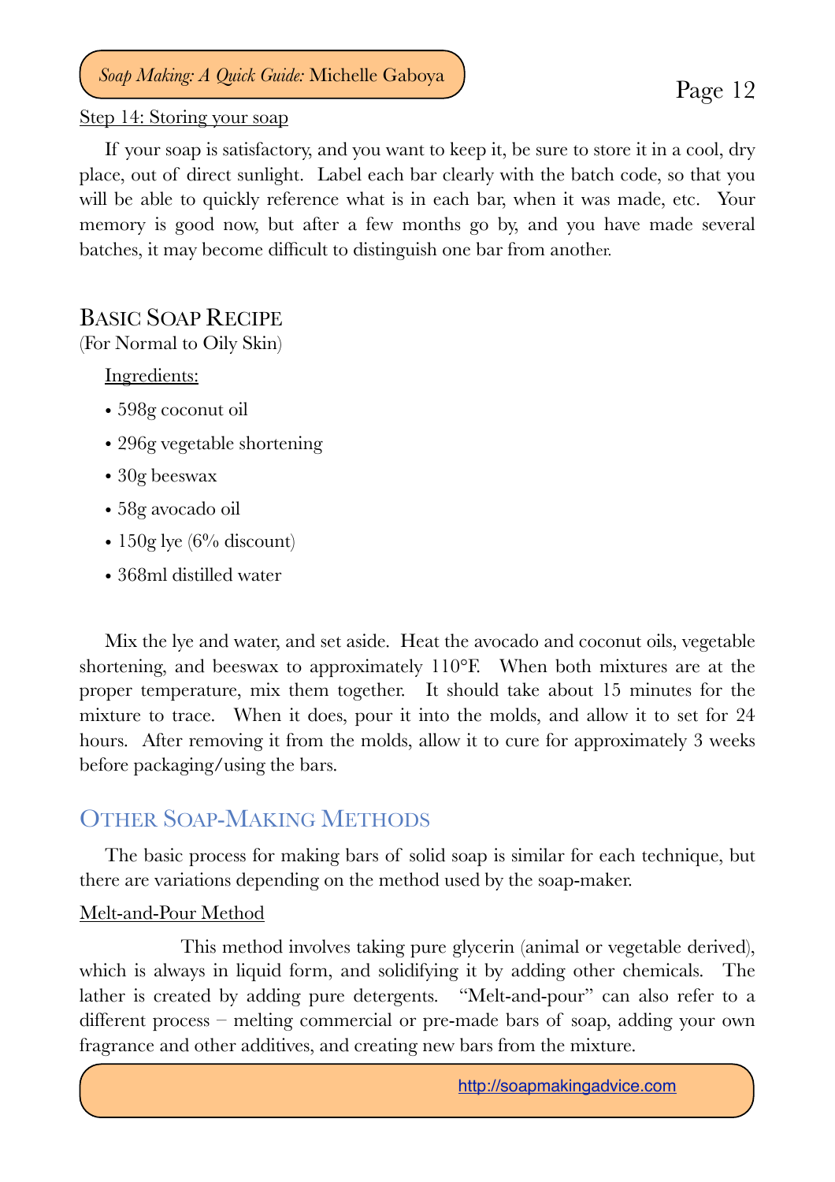Step 14: Storing your soap

If your soap is satisfactory, and you want to keep it, be sure to store it in a cool, dry place, out of direct sunlight. Label each bar clearly with the batch code, so that you will be able to quickly reference what is in each bar, when it was made, etc. Your memory is good now, but after a few months go by, and you have made several batches, it may become difficult to distinguish one bar from another.

## Basic Soap Recipe

(For Normal to Oily Skin)

Ingredients:

- 598g coconut oil
- 296g vegetable shortening
- 30g beeswax
- 58g avocado oil
- 150g lye (6% discount)
- 368ml distilled water

Mix the lye and water, and set aside. Heat the avocado and coconut oils, vegetable shortening, and beeswax to approximately 110°F. When both mixtures are at the proper temperature, mix them together. It should take about 15 minutes for the mixture to trace. When it does, pour it into the molds, and allow it to set for 24 hours. After removing it from the molds, allow it to cure for approximately 3 weeks before packaging/using the bars.

## Other Soap-Making Methods

The basic process for making bars of solid soap is similar for each technique, but there are variations depending on the method used by the soap-maker.

Melt-and-Pour Method

This method involves taking pure glycerin (animal or vegetable derived), which is always in liquid form, and solidifying it by adding other chemicals. The lather is created by adding pure detergents. "Melt-and-pour" can also refer to a different process – melting commercial or pre-made bars of soap, adding your own fragrance and other additives, and creating new bars from the mixture.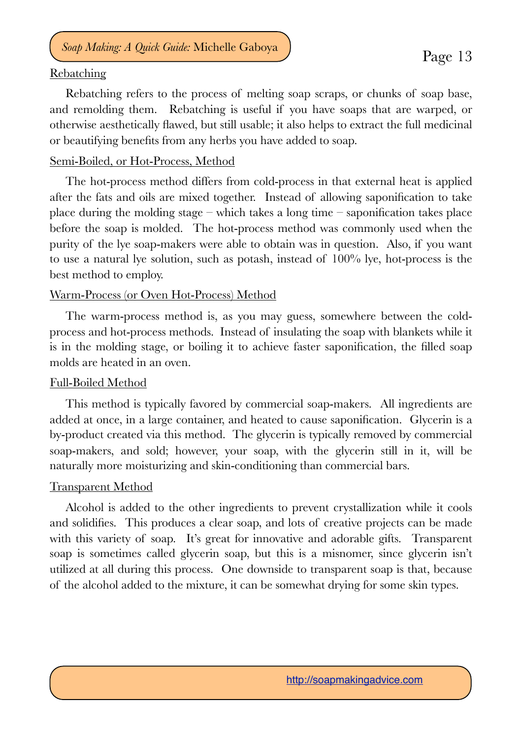## Rebatching

Rebatching refers to the process of melting soap scraps, or chunks of soap base, and remolding them. Rebatching is useful if you have soaps that are warped, or otherwise aesthetically flawed, but still usable; it also helps to extract the full medicinal or beautifying benefits from any herbs you have added to soap.

## Semi-Boiled, or Hot-Process, Method

The hot-process method differs from cold-process in that external heat is applied after the fats and oils are mixed together. Instead of allowing saponification to take place during the molding stage – which takes a long time – saponification takes place before the soap is molded. The hot-process method was commonly used when the purity of the lye soap-makers were able to obtain was in question. Also, if you want to use a natural lye solution, such as potash, instead of 100% lye, hot-process is the best method to employ.

## Warm-Process (or Oven Hot-Process) Method

The warm-process method is, as you may guess, somewhere between the cold-process and hot-process methods. Instead of insulating the soap with blankets while it is in the molding stage, or boiling it to achieve faster saponification, the filled soap molds are heated in an oven.

## Full-Boiled Method

This method is typically favored by commercial soap-makers. All ingredients are added at once, in a large container, and heated to cause saponification. Glycerin is a by-product created via this method. The glycerin is typically removed by commercial soap-makers, and sold; however, your soap, with the glycerin still in it, will be naturally more moisturizing and skin-conditioning than commercial bars.

## Transparent Method

Alcohol is added to the other ingredients to prevent crystallization while it cools and solidifies. This produces a clear soap, and lots of creative projects can be made with this variety of soap. It's great for innovative and adorable gifts. Transparent soap is sometimes called glycerin soap, but this is a misnomer, since glycerin isn't utilized at all during this process. One downside to transparent soap is that, because of the alcohol added to the mixture, it can be somewhat drying for some skin types.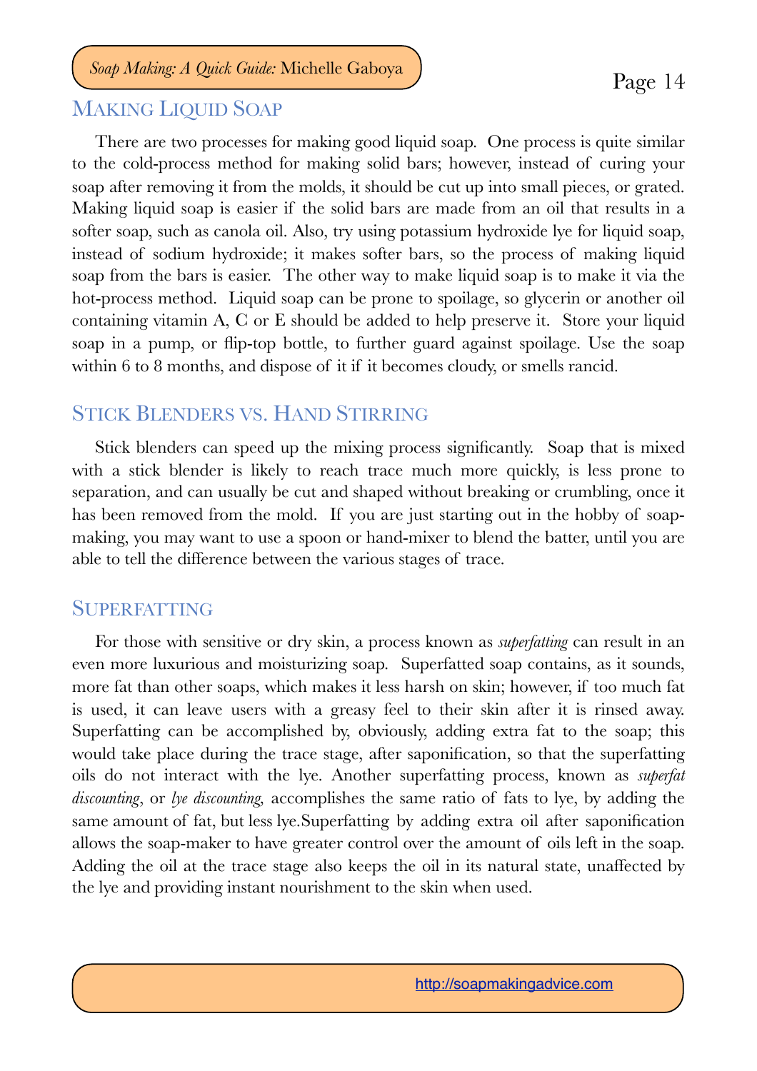## Making Liquid Soap

There are two processes for making good liquid soap. One process is quite similar to the cold-process method for making solid bars; however, instead of curing your soap after removing it from the molds, it should be cut up into small pieces, or grated. Making liquid soap is easier if the solid bars are made from an oil that results in a softer soap, such as canola oil. Also, try using potassium hydroxide lye for liquid soap, instead of sodium hydroxide; it makes softer bars, so the process of making liquid soap from the bars is easier. The other way to make liquid soap is to make it via the hot-process method. Liquid soap can be prone to spoilage, so glycerin or another oil containing vitamin A, C or E should be added to help preserve it. Store your liquid soap in a pump, or flip-top bottle, to further guard against spoilage. Use the soap within 6 to 8 months, and dispose of it if it becomes cloudy, or smells rancid.

## Stick Blenders vs. Hand Stirring

Stick blenders can speed up the mixing process significantly. Soap that is mixed with a stick blender is likely to reach trace much more quickly, is less prone to separation, and can usually be cut and shaped without breaking or crumbling, once it has been removed from the mold. If you are just starting out in the hobby of soap-making, you may want to use a spoon or hand-mixer to blend the batter, until you are able to tell the difference between the various stages of trace.

## Superfatting

For those with sensitive or dry skin, a process known as *superfatting* can result in an even more luxurious and moisturizing soap. Superfatted soap contains, as it sounds, more fat than other soaps, which makes it less harsh on skin; however, if too much fat is used, it can leave users with a greasy feel to their skin after it is rinsed away. Superfatting can be accomplished by, obviously, adding extra fat to the soap; this would take place during the trace stage, after saponification, so that the superfatting oils do not interact with the lye. Another superfatting process, known as *superfat discounting*, or *lye discounting*, accomplishes the same ratio of fats to lye, by adding the same amount of fat, but less lye.Superfatting by adding extra oil after saponification allows the soap-maker to have greater control over the amount of oils left in the soap. Adding the oil at the trace stage also keeps the oil in its natural state, unaffected by the lye and providing instant nourishment to the skin when used.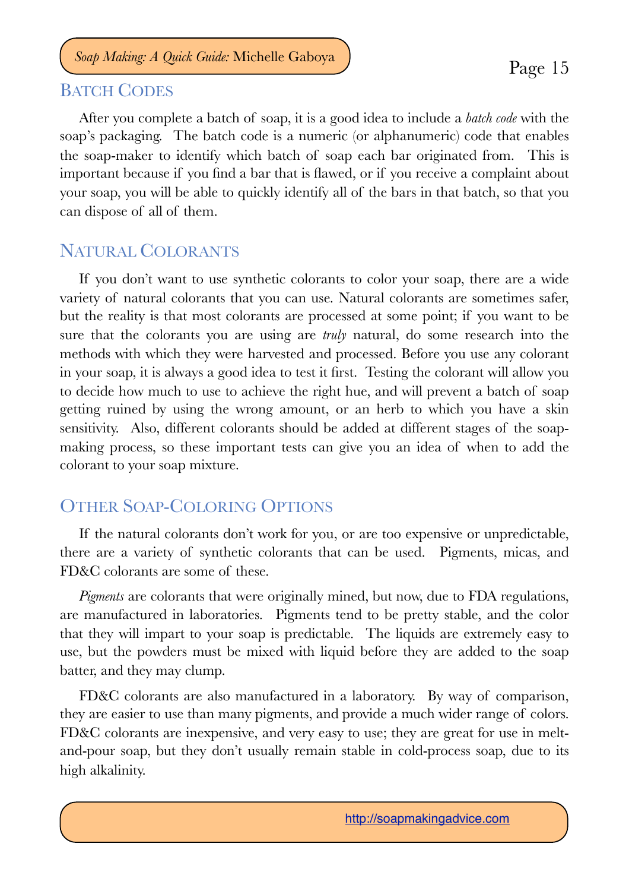## Batch Codes

After you complete a batch of soap, it is a good idea to include a *batch code* with the soap's packaging. The batch code is a numeric (or alphanumeric) code that enables the soap-maker to identify which batch of soap each bar originated from. This is important because if you find a bar that is flawed, or if you receive a complaint about your soap, you will be able to quickly identify all of the bars in that batch, so that you can dispose of all of them.

## Natural Colorants

If you don't want to use synthetic colorants to color your soap, there are a wide variety of natural colorants that you can use. Natural colorants are sometimes safer, but the reality is that most colorants are processed at some point; if you want to be sure that the colorants you are using are *truly* natural, do some research into the methods with which they were harvested and processed. Before you use any colorant in your soap, it is always a good idea to test it first. Testing the colorant will allow you to decide how much to use to achieve the right hue, and will prevent a batch of soap getting ruined by using the wrong amount, or an herb to which you have a skin sensitivity. Also, different colorants should be added at different stages of the soap-making process, so these important tests can give you an idea of when to add the colorant to your soap mixture.

## Other Soap-Coloring Options

If the natural colorants don't work for you, or are too expensive or unpredictable, there are a variety of synthetic colorants that can be used. Pigments, micas, and FD&C colorants are some of these.

*Pigments* are colorants that were originally mined, but now, due to FDA regulations, are manufactured in laboratories. Pigments tend to be pretty stable, and the color that they will impart to your soap is predictable. The liquids are extremely easy to use, but the powders must be mixed with liquid before they are added to the soap batter, and they may clump.

FD&C colorants are also manufactured in a laboratory. By way of comparison, they are easier to use than many pigments, and provide a much wider range of colors. FD&C colorants are inexpensive, and very easy to use; they are great for use in melt-and-pour soap, but they don't usually remain stable in cold-process soap, due to its high alkalinity.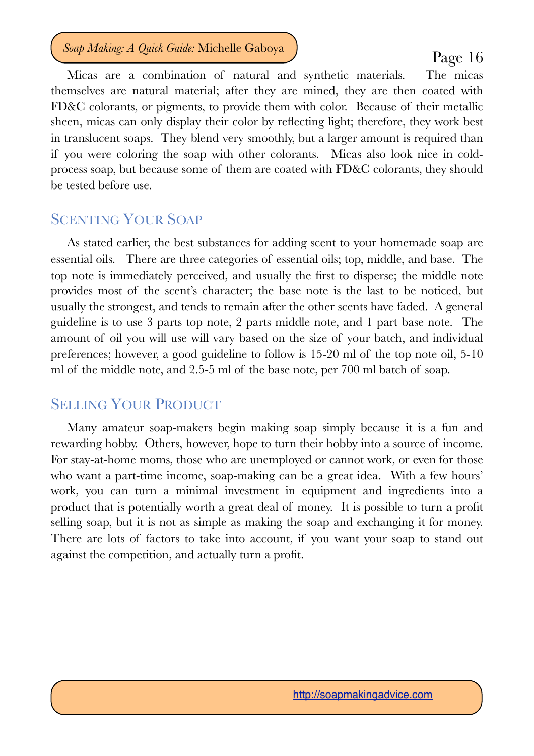Micas are a combination of natural and synthetic materials. The micas themselves are natural material; after they are mined, they are then coated with FD&C colorants, or pigments, to provide them with color. Because of their metallic sheen, micas can only display their color by reflecting light; therefore, they work best in translucent soaps. They blend very smoothly, but a larger amount is required than if you were coloring the soap with other colorants. Micas also look nice in cold-process soap, but because some of them are coated with FD&C colorants, they should be tested before use.

## Scenting Your Soap

As stated earlier, the best substances for adding scent to your homemade soap are essential oils. There are three categories of essential oils; top, middle, and base. The top note is immediately perceived, and usually the first to disperse; the middle note provides most of the scent's character; the base note is the last to be noticed, but usually the strongest, and tends to remain after the other scents have faded. A general guideline is to use 3 parts top note, 2 parts middle note, and 1 part base note. The amount of oil you will use will vary based on the size of your batch, and individual preferences; however, a good guideline to follow is 15-20 ml of the top note oil, 5-10 ml of the middle note, and 2.5-5 ml of the base note, per 700 ml batch of soap.

## Selling Your Product

Many amateur soap-makers begin making soap simply because it is a fun and rewarding hobby. Others, however, hope to turn their hobby into a source of income. For stay-at-home moms, those who are unemployed or cannot work, or even for those who want a part-time income, soap-making can be a great idea. With a few hours' work, you can turn a minimal investment in equipment and ingredients into a product that is potentially worth a great deal of money. It is possible to turn a profit selling soap, but it is not as simple as making the soap and exchanging it for money. There are lots of factors to take into account, if you want your soap to stand out against the competition, and actually turn a profit.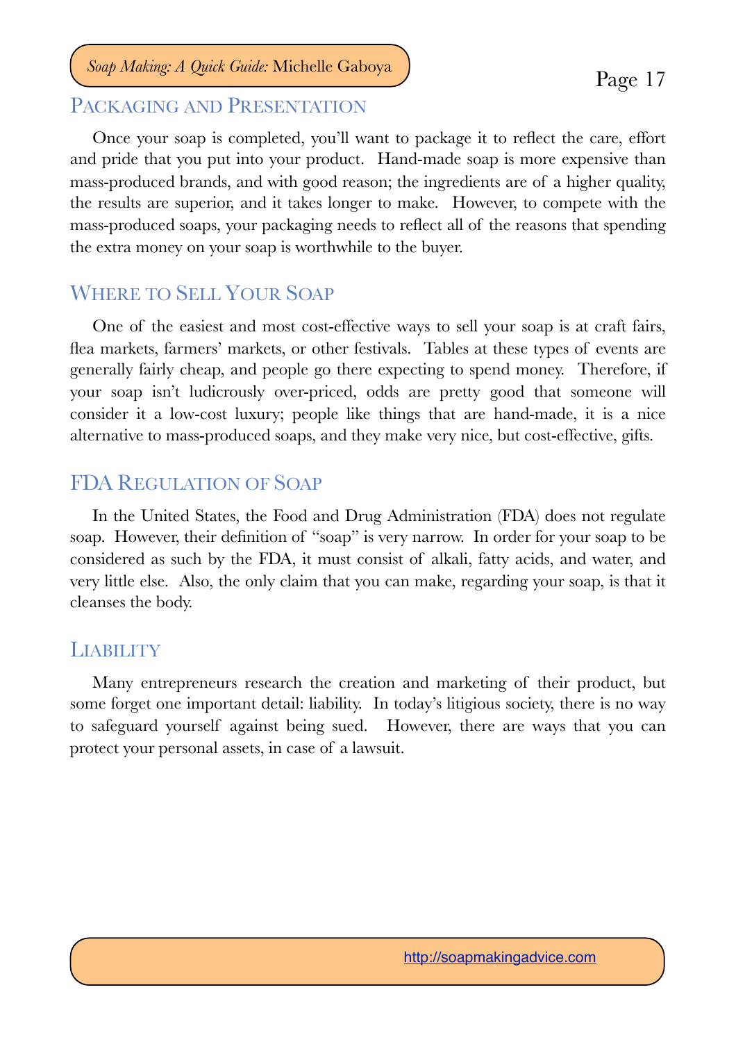## Packaging and Presentation

Once your soap is completed, you'll want to package it to reflect the care, effort and pride that you put into your product. Hand-made soap is more expensive than mass-produced brands, and with good reason; the ingredients are of a higher quality, the results are superior, and it takes longer to make. However, to compete with the mass-produced soaps, your packaging needs to reflect all of the reasons that spending the extra money on your soap is worthwhile to the buyer.

## Where to Sell Your Soap

One of the easiest and most cost-effective ways to sell your soap is at craft fairs, flea markets, farmers' markets, or other festivals. Tables at these types of events are generally fairly cheap, and people go there expecting to spend money. Therefore, if your soap isn't ludicrously over-priced, odds are pretty good that someone will consider it a low-cost luxury; people like things that are hand-made, it is a nice alternative to mass-produced soaps, and they make very nice, but cost-effective, gifts.

## FDA Regulation of Soap

In the United States, the Food and Drug Administration (FDA) does not regulate soap. However, their definition of "soap" is very narrow. In order for your soap to be considered as such by the FDA, it must consist of alkali, fatty acids, and water, and very little else. Also, the only claim that you can make, regarding your soap, is that it cleanses the body.

## Liability

Many entrepreneurs research the creation and marketing of their product, but some forget one important detail: liability. In today's litigious society, there is no way to safeguard yourself against being sued. However, there are ways that you can protect your personal assets, in case of a lawsuit.